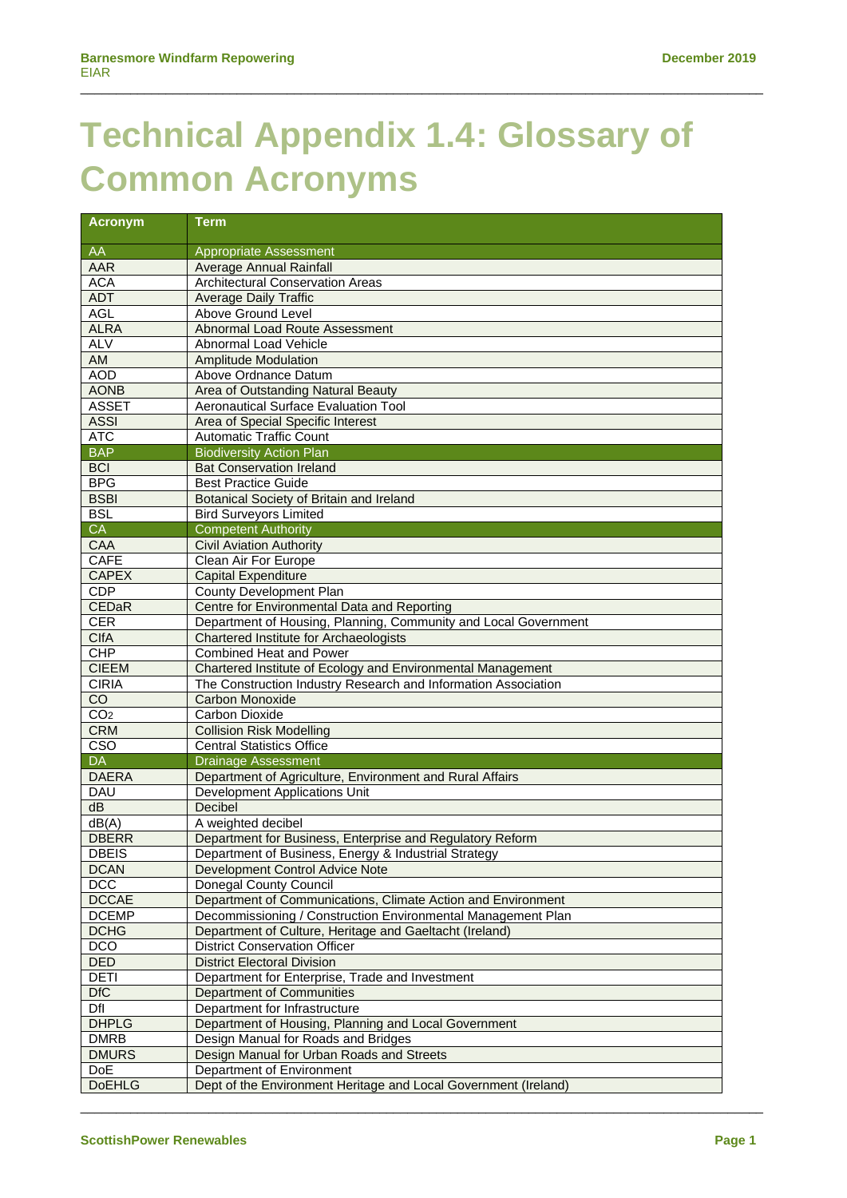# Technical Appendix 1.4: Glossary of Common Acronyms

| Acronym | Term |
|---|---|
| AA | Appropriate Assessment |
| AAR | Average Annual Rainfall |
| ACA | Architectural Conservation Areas |
| ADT | Average Daily Traffic |
| AGL | Above Ground Level |
| ALRA | Abnormal Load Route Assessment |
| ALV | Abnormal Load Vehicle |
| AM | Amplitude Modulation |
| AOD | Above Ordnance Datum |
| AONB | Area of Outstanding Natural Beauty |
| ASSET | Aeronautical Surface Evaluation Tool |
| ASSI | Area of Special Specific Interest |
| ATC | Automatic Traffic Count |
| BAP | Biodiversity Action Plan |
| BCI | Bat Conservation Ireland |
| BPG | Best Practice Guide |
| BSBI | Botanical Society of Britain and Ireland |
| BSL | Bird Surveyors Limited |
| CA | Competent Authority |
| CAA | Civil Aviation Authority |
| CAFE | Clean Air For Europe |
| CAPEX | Capital Expenditure |
| CDP | County Development Plan |
| CEDaR | Centre for Environmental Data and Reporting |
| CER | Department of Housing, Planning, Community and Local Government |
| CIfA | Chartered Institute for Archaeologists |
| CHP | Combined Heat and Power |
| CIEEM | Chartered Institute of Ecology and Environmental Management |
| CIRIA | The Construction Industry Research and Information Association |
| CO | Carbon Monoxide |
| $CO_2$ | Carbon Dioxide |
| CRM | Collision Risk Modelling |
| CSO | Central Statistics Office |
| DA | Drainage Assessment |
| DAERA | Department of Agriculture, Environment and Rural Affairs |
| DAU | Development Applications Unit |
| dB | Decibel |
| dB(A) | A weighted decibel |
| DBERR | Department for Business, Enterprise and Regulatory Reform |
| DBEIS | Department of Business, Energy & Industrial Strategy |
| DCAN | Development Control Advice Note |
| DCC | Donegal County Council |
| DCCAE | Department of Communications, Climate Action and Environment |
| DCEMP | Decommissioning / Construction Environmental Management Plan |
| DCHG | Department of Culture, Heritage and Gaeltacht (Ireland) |
| DCO | District Conservation Officer |
| DED | District Electoral Division |
| DETI | Department for Enterprise, Trade and Investment |
| DfC | Department of Communities |
| DfI | Department for Infrastructure |
| DHPLG | Department of Housing, Planning and Local Government |
| DMRB | Design Manual for Roads and Bridges |
| DMURS | Design Manual for Urban Roads and Streets |
| DoE | Department of Environment |
| DoEHLG | Dept of the Environment Heritage and Local Government (Ireland) |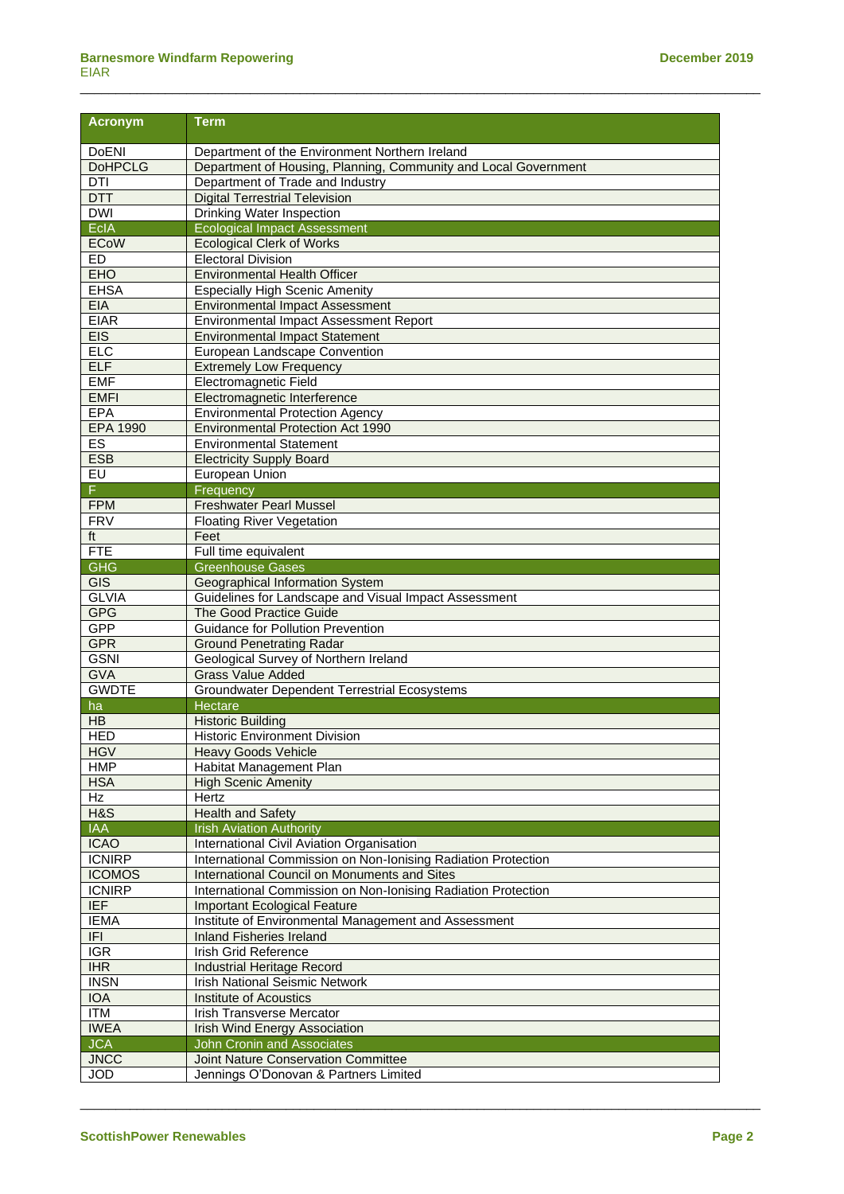| Acronym | Term |
|---|---|
| DoENI | Department of the Environment Northern Ireland |
| DoHPCLG | Department of Housing, Planning, Community and Local Government |
| DTI | Department of Trade and Industry |
| DTT | Digital Terrestrial Television |
| DWI | Drinking Water Inspection |
| EcIA | Ecological Impact Assessment |
| ECoW | Ecological Clerk of Works |
| ED | Electoral Division |
| EHO | Environmental Health Officer |
| EHSA | Especially High Scenic Amenity |
| EIA | Environmental Impact Assessment |
| EIAR | Environmental Impact Assessment Report |
| EIS | Environmental Impact Statement |
| ELC | European Landscape Convention |
| ELF | Extremely Low Frequency |
| EMF | Electromagnetic Field |
| EMFI | Electromagnetic Interference |
| EPA | Environmental Protection Agency |
| EPA 1990 | Environmental Protection Act 1990 |
| ES | Environmental Statement |
| ESB | Electricity Supply Board |
| EU | European Union |
| F | Frequency |
| FPM | Freshwater Pearl Mussel |
| FRV | Floating River Vegetation |
| ft | Feet |
| FTE | Full time equivalent |
| GHG | Greenhouse Gases |
| GIS | Geographical Information System |
| GLVIA | Guidelines for Landscape and Visual Impact Assessment |
| GPG | The Good Practice Guide |
| GPP | Guidance for Pollution Prevention |
| GPR | Ground Penetrating Radar |
| GSNI | Geological Survey of Northern Ireland |
| GVA | Grass Value Added |
| GWDTE | Groundwater Dependent Terrestrial Ecosystems |
| ha | Hectare |
| HB | Historic Building |
| HED | Historic Environment Division |
| HGV | Heavy Goods Vehicle |
| HMP | Habitat Management Plan |
| HSA | High Scenic Amenity |
| Hz | Hertz |
| H&S | Health and Safety |
| IAA | Irish Aviation Authority |
| ICAO | International Civil Aviation Organisation |
| ICNIRP | International Commission on Non-Ionising Radiation Protection |
| ICOMOS | International Council on Monuments and Sites |
| ICNIRP | International Commission on Non-Ionising Radiation Protection |
| IEF | Important Ecological Feature |
| IEMA | Institute of Environmental Management and Assessment |
| IFI | Inland Fisheries Ireland |
| IGR | Irish Grid Reference |
| IHR | Industrial Heritage Record |
| INSN | Irish National Seismic Network |
| IOA | Institute of Acoustics |
| ITM | Irish Transverse Mercator |
| IWEA | Irish Wind Energy Association |
| JCA | John Cronin and Associates |
| JNCC | Joint Nature Conservation Committee |
| JOD | Jennings O'Donovan & Partners Limited |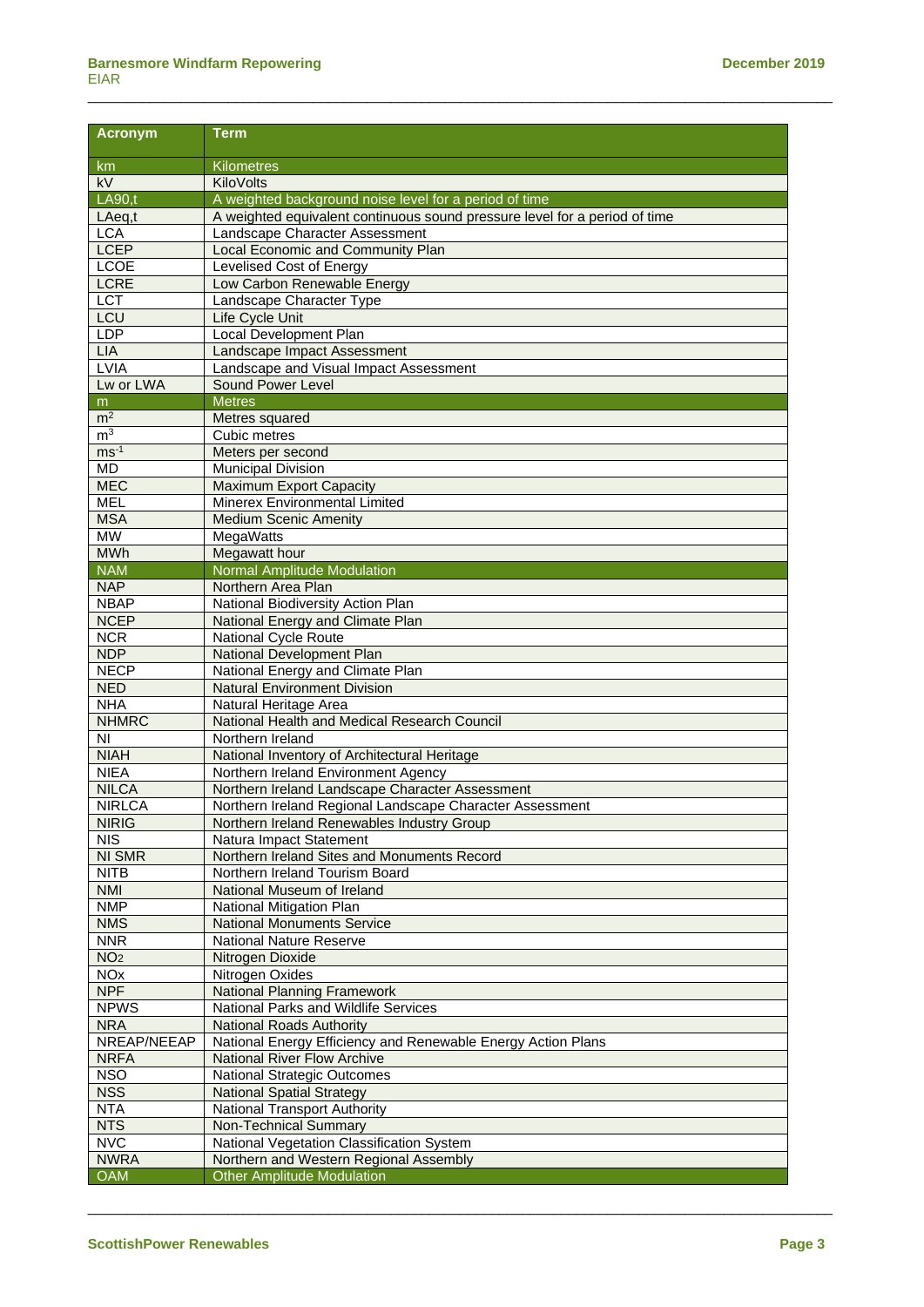| Acronym | Term |
|---|---|
| km | Kilometres |
| kV | KiloVolts |
| LA90,t | A weighted background noise level for a period of time |
| LAeq,t | A weighted equivalent continuous sound pressure level for a period of time |
| LCA | Landscape Character Assessment |
| LCEP | Local Economic and Community Plan |
| LCOE | Levelised Cost of Energy |
| LCRE | Low Carbon Renewable Energy |
| LCT | Landscape Character Type |
| LCU | Life Cycle Unit |
| LDP | Local Development Plan |
| LIA | Landscape Impact Assessment |
| LVIA | Landscape and Visual Impact Assessment |
| Lw or LWA | Sound Power Level |
| m | Metres |
| $m^2$ | Metres squared |
| $m^3$ | Cubic metres |
| $ms^{-1}$ | Meters per second |
| MD | Municipal Division |
| MEC | Maximum Export Capacity |
| MEL | Minerex Environmental Limited |
| MSA | Medium Scenic Amenity |
| MW | MegaWatts |
| MWh | Megawatt hour |
| NAM | Normal Amplitude Modulation |
| NAP | Northern Area Plan |
| NBAP | National Biodiversity Action Plan |
| NCEP | National Energy and Climate Plan |
| NCR | National Cycle Route |
| NDP | National Development Plan |
| NECP | National Energy and Climate Plan |
| NED | Natural Environment Division |
| NHA | Natural Heritage Area |
| NHMRC | National Health and Medical Research Council |
| NI | Northern Ireland |
| NIAH | National Inventory of Architectural Heritage |
| NIEA | Northern Ireland Environment Agency |
| NILCA | Northern Ireland Landscape Character Assessment |
| NIRLCA | Northern Ireland Regional Landscape Character Assessment |
| NIRIG | Northern Ireland Renewables Industry Group |
| NIS | Natura Impact Statement |
| NI SMR | Northern Ireland Sites and Monuments Record |
| NITB | Northern Ireland Tourism Board |
| NMI | National Museum of Ireland |
| NMP | National Mitigation Plan |
| NMS | National Monuments Service |
| NNR | National Nature Reserve |
| $NO_2$ | Nitrogen Dioxide |
| $NO_x$ | Nitrogen Oxides |
| NPF | National Planning Framework |
| NPWS | National Parks and Wildlife Services |
| NRA | National Roads Authority |
| NREAP/NEEAP | National Energy Efficiency and Renewable Energy Action Plans |
| NRFA | National River Flow Archive |
| NSO | National Strategic Outcomes |
| NSS | National Spatial Strategy |
| NTA | National Transport Authority |
| NTS | Non-Technical Summary |
| NVC | National Vegetation Classification System |
| NWRA | Northern and Western Regional Assembly |
| OAM | Other Amplitude Modulation |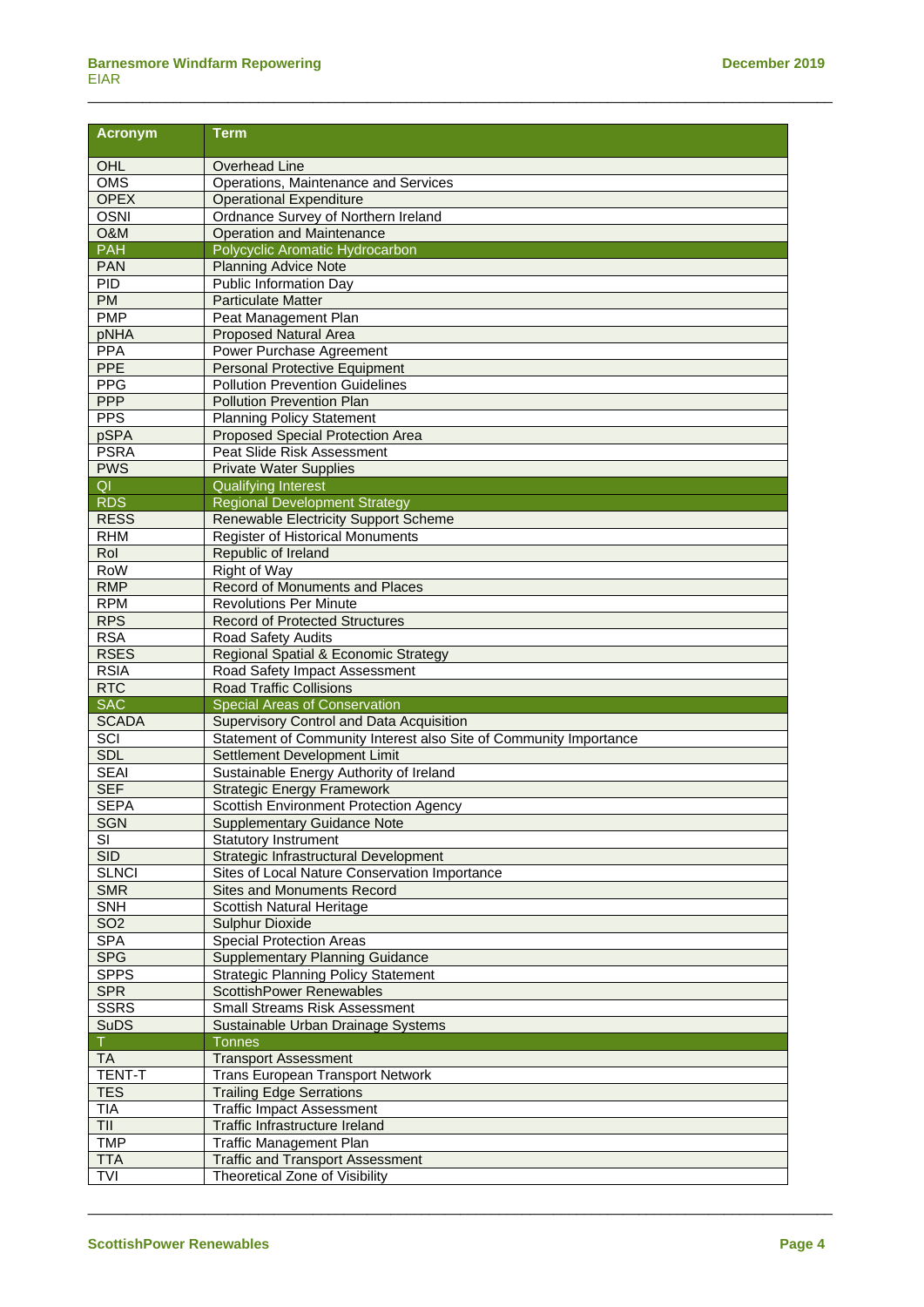| Acronym | Term |
|---|---|
| OHL | Overhead Line |
| OMS | Operations, Maintenance and Services |
| OPEX | Operational Expenditure |
| OSNI | Ordnance Survey of Northern Ireland |
| O&M | Operation and Maintenance |
| PAH | Polycyclic Aromatic Hydrocarbon |
| PAN | Planning Advice Note |
| PID | Public Information Day |
| PM | Particulate Matter |
| PMP | Peat Management Plan |
| pNHA | Proposed Natural Area |
| PPA | Power Purchase Agreement |
| PPE | Personal Protective Equipment |
| PPG | Pollution Prevention Guidelines |
| PPP | Pollution Prevention Plan |
| PPS | Planning Policy Statement |
| pSPA | Proposed Special Protection Area |
| PSRA | Peat Slide Risk Assessment |
| PWS | Private Water Supplies |
| QI | Qualifying Interest |
| RDS | Regional Development Strategy |
| RESS | Renewable Electricity Support Scheme |
| RHM | Register of Historical Monuments |
| RoI | Republic of Ireland |
| RoW | Right of Way |
| RMP | Record of Monuments and Places |
| RPM | Revolutions Per Minute |
| RPS | Record of Protected Structures |
| RSA | Road Safety Audits |
| RSES | Regional Spatial & Economic Strategy |
| RSIA | Road Safety Impact Assessment |
| RTC | Road Traffic Collisions |
| SAC | Special Areas of Conservation |
| SCADA | Supervisory Control and Data Acquisition |
| SCI | Statement of Community Interest also Site of Community Importance |
| SDL | Settlement Development Limit |
| SEAI | Sustainable Energy Authority of Ireland |
| SEF | Strategic Energy Framework |
| SEPA | Scottish Environment Protection Agency |
| SGN | Supplementary Guidance Note |
| SI | Statutory Instrument |
| SID | Strategic Infrastructural Development |
| SLNCI | Sites of Local Nature Conservation Importance |
| SMR | Sites and Monuments Record |
| SNH | Scottish Natural Heritage |
| SO2 | Sulphur Dioxide |
| SPA | Special Protection Areas |
| SPG | Supplementary Planning Guidance |
| SPPS | Strategic Planning Policy Statement |
| SPR | ScottishPower Renewables |
| SSRS | Small Streams Risk Assessment |
| SuDS | Sustainable Urban Drainage Systems |
| T | Tonnes |
| TA | Transport Assessment |
| TENT-T | Trans European Transport Network |
| TES | Trailing Edge Serrations |
| TIA | Traffic Impact Assessment |
| TII | Traffic Infrastructure Ireland |
| TMP | Traffic Management Plan |
| TTA | Traffic and Transport Assessment |
| TVI | Theoretical Zone of Visibility |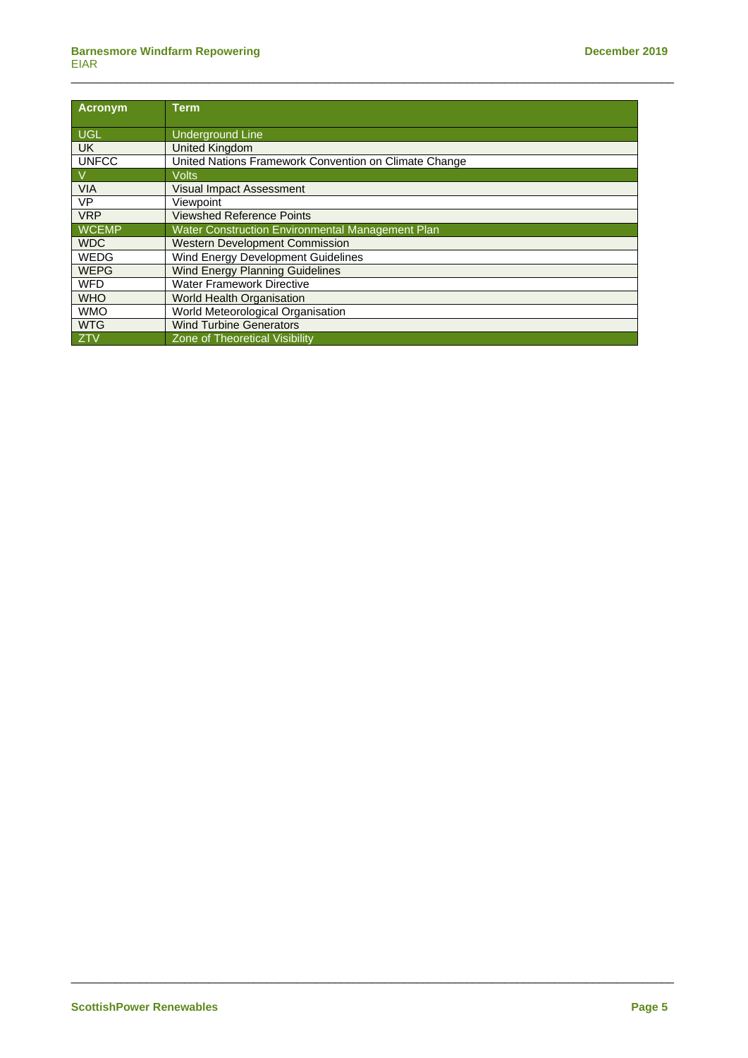| Acronym | Term |
|---|---|
| UGL | Underground Line |
| UK | United Kingdom |
| UNFCC | United Nations Framework Convention on Climate Change |
| V | Volts |
| VIA | Visual Impact Assessment |
| VP | Viewpoint |
| VRP | Viewshed Reference Points |
| WCEMP | Water Construction Environmental Management Plan |
| WDC | Western Development Commission |
| WEDG | Wind Energy Development Guidelines |
| WEPG | Wind Energy Planning Guidelines |
| WFD | Water Framework Directive |
| WHO | World Health Organisation |
| WMO | World Meteorological Organisation |
| WTG | Wind Turbine Generators |
| ZTV | Zone of Theoretical Visibility |